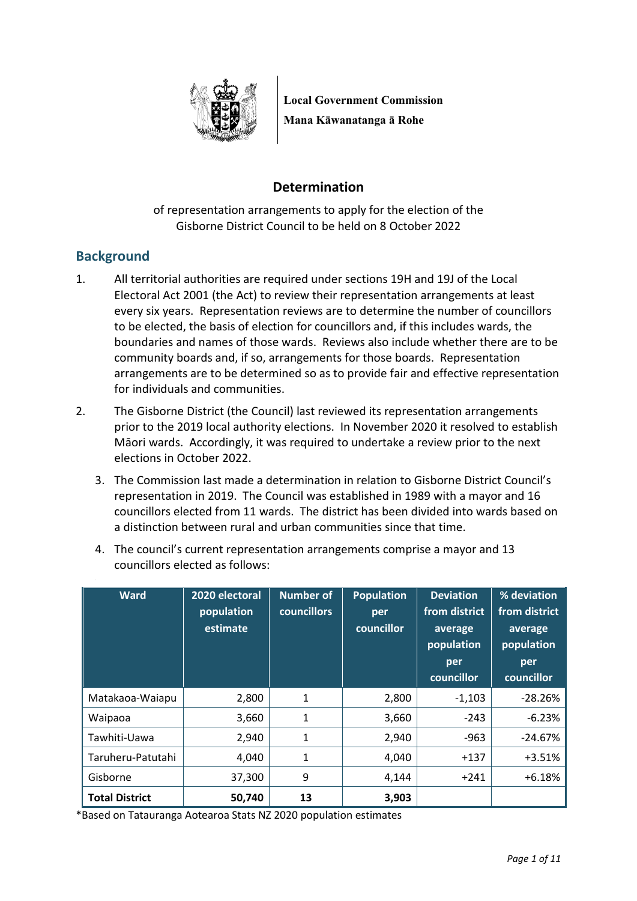**Local Government Commission**
**Mana Kāwanatanga ā Rohe**

# Determination

of representation arrangements to apply for the election of the Gisborne District Council to be held on 8 October 2022

## Background

1. All territorial authorities are required under sections 19H and 19J of the Local Electoral Act 2001 (the Act) to review their representation arrangements at least every six years. Representation reviews are to determine the number of councillors to be elected, the basis of election for councillors and, if this includes wards, the boundaries and names of those wards. Reviews also include whether there are to be community boards and, if so, arrangements for those boards. Representation arrangements are to be determined so as to provide fair and effective representation for individuals and communities.

2. The Gisborne District (the Council) last reviewed its representation arrangements prior to the 2019 local authority elections. In November 2020 it resolved to establish Māori wards. Accordingly, it was required to undertake a review prior to the next elections in October 2022.

3. The Commission last made a determination in relation to Gisborne District Council's representation in 2019. The Council was established in 1989 with a mayor and 16 councillors elected from 11 wards. The district has been divided into wards based on a distinction between rural and urban communities since that time.

4. The council's current representation arrangements comprise a mayor and 13 councillors elected as follows:

| Ward | 2020 electoral population estimate | Number of councillors | Population per councillor | Deviation from district average population per councillor | % deviation from district average population per councillor |
|---|---|---|---|---|---|
| Matakaoa-Waiapu | 2,800 | 1 | 2,800 | -1,103 | -28.26% |
| Waipaoa | 3,660 | 1 | 3,660 | -243 | -6.23% |
| Tawhiti-Uawa | 2,940 | 1 | 2,940 | -963 | -24.67% |
| Taruheru-Patutahi | 4,040 | 1 | 4,040 | +137 | +3.51% |
| Gisborne | 37,300 | 9 | 4,144 | +241 | +6.18% |
| **Total District** | **50,740** | **13** | **3,903** | | |

*Based on Tatauranga Aotearoa Stats NZ 2020 population estimates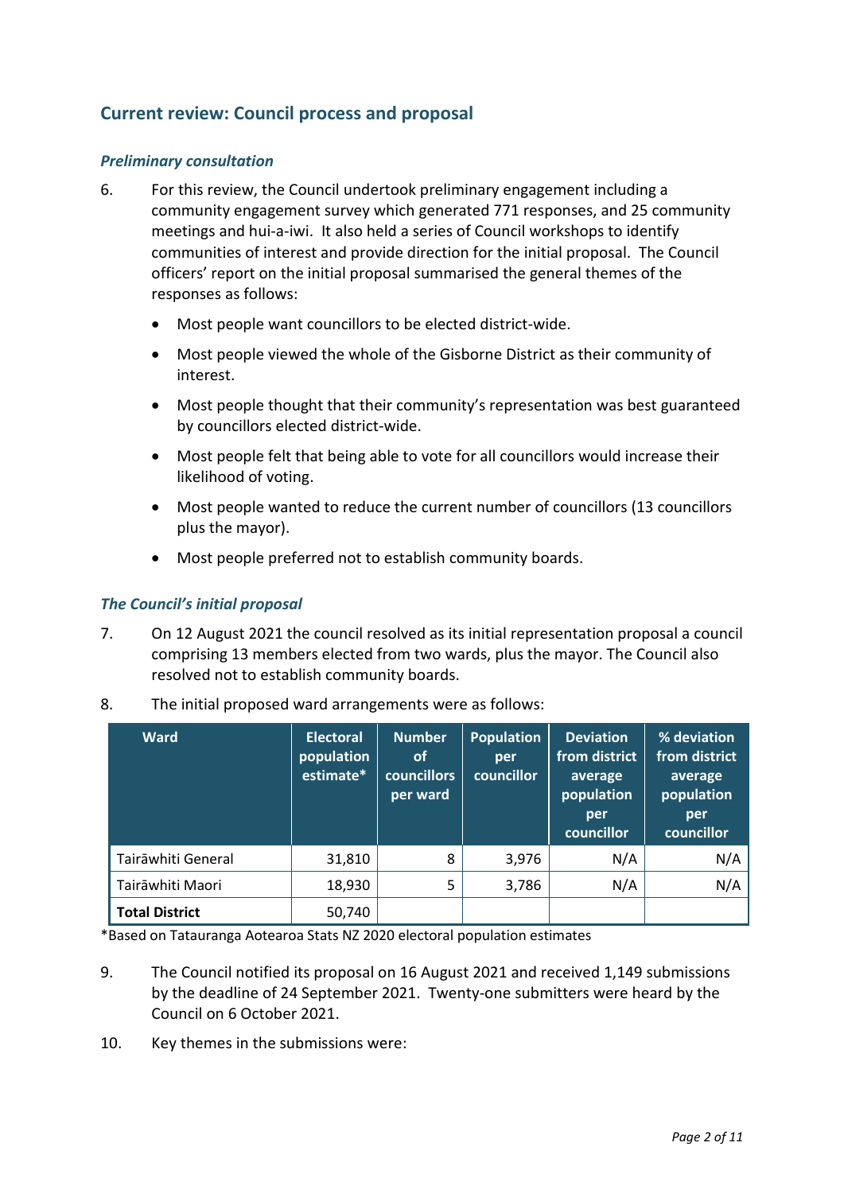## Current review: Council process and proposal

### *Preliminary consultation*

6. For this review, the Council undertook preliminary engagement including a community engagement survey which generated 771 responses, and 25 community meetings and hui-a-iwi. It also held a series of Council workshops to identify communities of interest and provide direction for the initial proposal. The Council officers' report on the initial proposal summarised the general themes of the responses as follows:

   - Most people want councillors to be elected district-wide.
   - Most people viewed the whole of the Gisborne District as their community of interest.
   - Most people thought that their community's representation was best guaranteed by councillors elected district-wide.
   - Most people felt that being able to vote for all councillors would increase their likelihood of voting.
   - Most people wanted to reduce the current number of councillors (13 councillors plus the mayor).
   - Most people preferred not to establish community boards.

### *The Council's initial proposal*

7. On 12 August 2021 the council resolved as its initial representation proposal a council comprising 13 members elected from two wards, plus the mayor. The Council also resolved not to establish community boards.

8. The initial proposed ward arrangements were as follows:

| Ward | Electoral population estimate* | Number of councillors per ward | Population per councillor | Deviation from district average population per councillor | % deviation from district average population per councillor |
|---|---|---|---|---|---|
| Tairāwhiti General | 31,810 | 8 | 3,976 | N/A | N/A |
| Tairāwhiti Maori | 18,930 | 5 | 3,786 | N/A | N/A |
| **Total District** | 50,740 | | | | |

*Based on Tatauranga Aotearoa Stats NZ 2020 electoral population estimates

9. The Council notified its proposal on 16 August 2021 and received 1,149 submissions by the deadline of 24 September 2021. Twenty-one submitters were heard by the Council on 6 October 2021.

10. Key themes in the submissions were: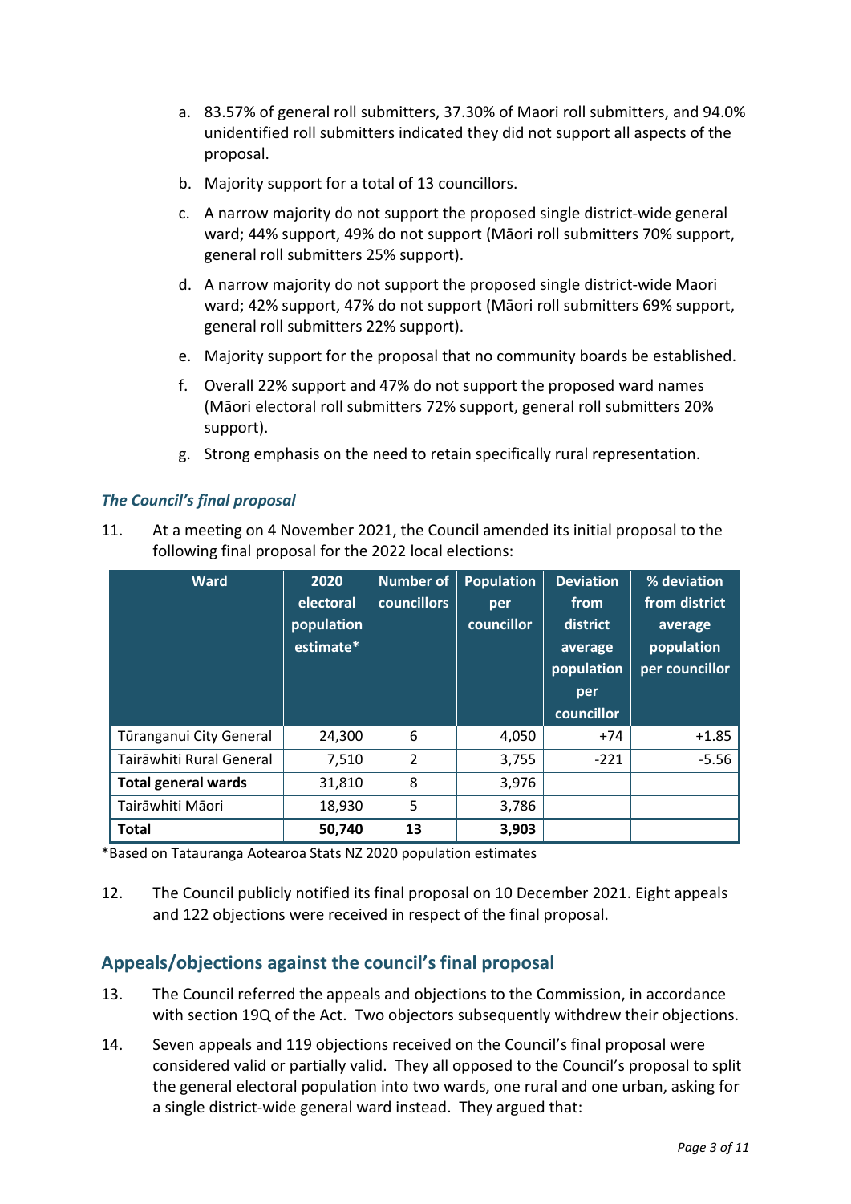a. 83.57% of general roll submitters, 37.30% of Maori roll submitters, and 94.0% unidentified roll submitters indicated they did not support all aspects of the proposal.

b. Majority support for a total of 13 councillors.

c. A narrow majority do not support the proposed single district-wide general ward; 44% support, 49% do not support (Māori roll submitters 70% support, general roll submitters 25% support).

d. A narrow majority do not support the proposed single district-wide Maori ward; 42% support, 47% do not support (Māori roll submitters 69% support, general roll submitters 22% support).

e. Majority support for the proposal that no community boards be established.

f. Overall 22% support and 47% do not support the proposed ward names (Māori electoral roll submitters 72% support, general roll submitters 20% support).

g. Strong emphasis on the need to retain specifically rural representation.

### *The Council's final proposal*

11. At a meeting on 4 November 2021, the Council amended its initial proposal to the following final proposal for the 2022 local elections:

| Ward | 2020 electoral population estimate* | Number of councillors | Population per councillor | Deviation from district average population per councillor | % deviation from district average population per councillor |
|---|---|---|---|---|---|
| Tūranganui City General | 24,300 | 6 | 4,050 | +74 | +1.85 |
| Tairāwhiti Rural General | 7,510 | 2 | 3,755 | -221 | -5.56 |
| **Total general wards** | 31,810 | 8 | 3,976 | | |
| Tairāwhiti Māori | 18,930 | 5 | 3,786 | | |
| **Total** | **50,740** | **13** | **3,903** | | |

*Based on Tatauranga Aotearoa Stats NZ 2020 population estimates

12. The Council publicly notified its final proposal on 10 December 2021. Eight appeals and 122 objections were received in respect of the final proposal.

## Appeals/objections against the council's final proposal

13. The Council referred the appeals and objections to the Commission, in accordance with section 19Q of the Act. Two objectors subsequently withdrew their objections.

14. Seven appeals and 119 objections received on the Council's final proposal were considered valid or partially valid. They all opposed to the Council's proposal to split the general electoral population into two wards, one rural and one urban, asking for a single district-wide general ward instead. They argued that: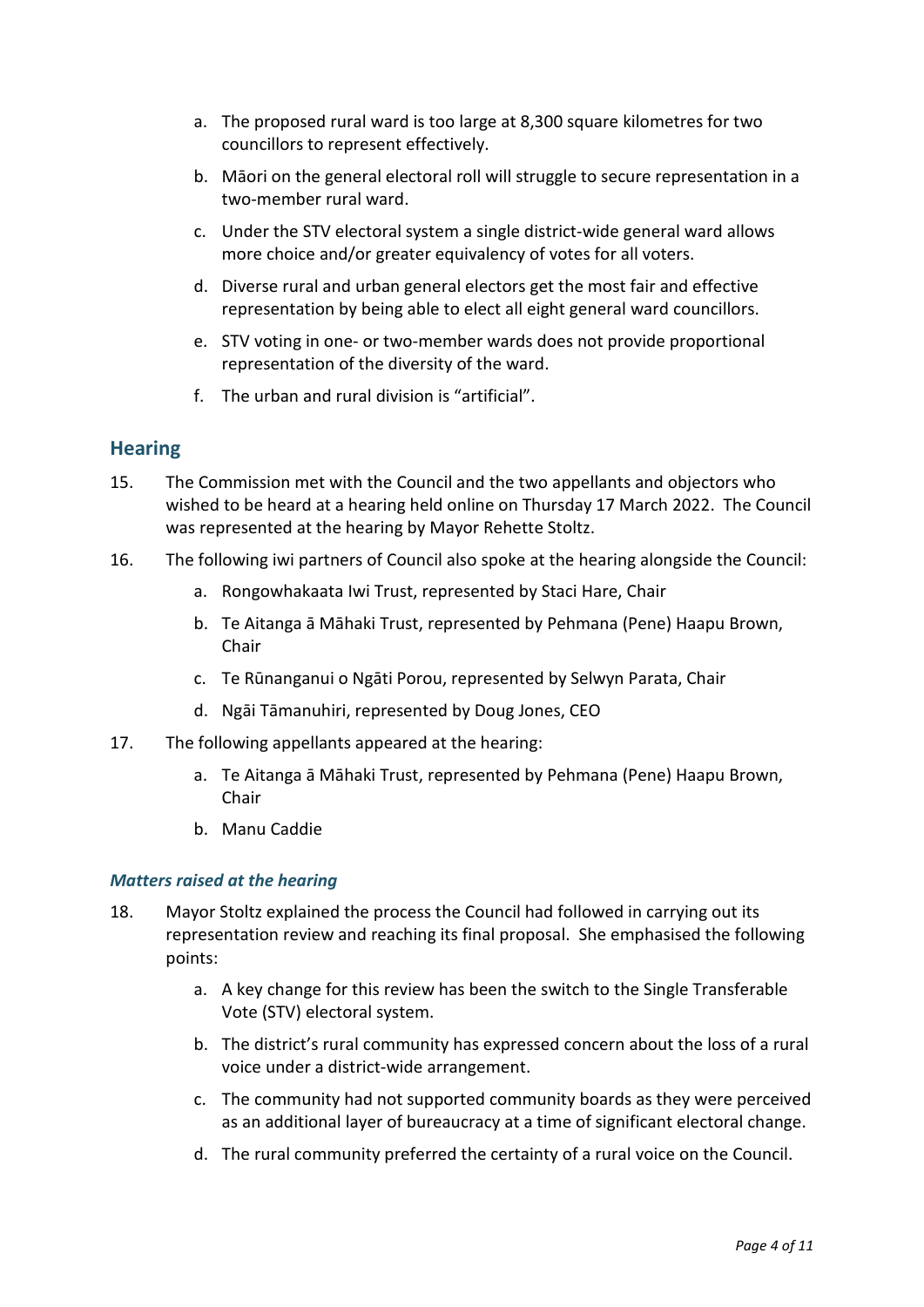a. The proposed rural ward is too large at 8,300 square kilometres for two councillors to represent effectively.

b. Māori on the general electoral roll will struggle to secure representation in a two-member rural ward.

c. Under the STV electoral system a single district-wide general ward allows more choice and/or greater equivalency of votes for all voters.

d. Diverse rural and urban general electors get the most fair and effective representation by being able to elect all eight general ward councillors.

e. STV voting in one- or two-member wards does not provide proportional representation of the diversity of the ward.

f. The urban and rural division is "artificial".

## Hearing

15. The Commission met with the Council and the two appellants and objectors who wished to be heard at a hearing held online on Thursday 17 March 2022. The Council was represented at the hearing by Mayor Rehette Stoltz.

16. The following iwi partners of Council also spoke at the hearing alongside the Council:

    a. Rongowhakaata Iwi Trust, represented by Staci Hare, Chair

    b. Te Aitanga ā Māhaki Trust, represented by Pehmana (Pene) Haapu Brown, Chair

    c. Te Rūnanganui o Ngāti Porou, represented by Selwyn Parata, Chair

    d. Ngāi Tāmanuhiri, represented by Doug Jones, CEO

17. The following appellants appeared at the hearing:

    a. Te Aitanga ā Māhaki Trust, represented by Pehmana (Pene) Haapu Brown, Chair

    b. Manu Caddie

### *Matters raised at the hearing*

18. Mayor Stoltz explained the process the Council had followed in carrying out its representation review and reaching its final proposal. She emphasised the following points:

    a. A key change for this review has been the switch to the Single Transferable Vote (STV) electoral system.

    b. The district's rural community has expressed concern about the loss of a rural voice under a district-wide arrangement.

    c. The community had not supported community boards as they were perceived as an additional layer of bureaucracy at a time of significant electoral change.

    d. The rural community preferred the certainty of a rural voice on the Council.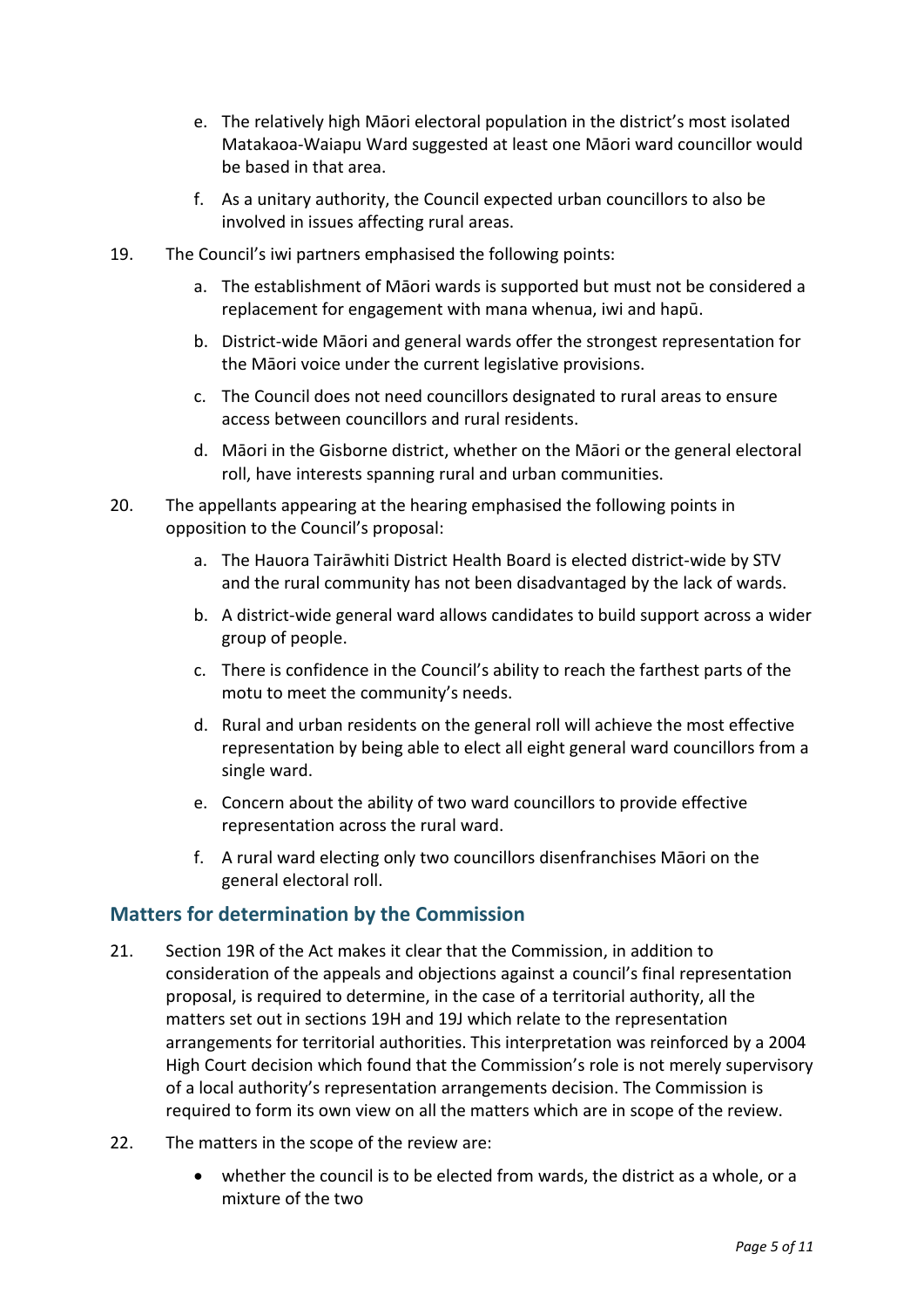e. The relatively high Māori electoral population in the district's most isolated Matakaoa-Waiapu Ward suggested at least one Māori ward councillor would be based in that area.

f. As a unitary authority, the Council expected urban councillors to also be involved in issues affecting rural areas.

19. The Council's iwi partners emphasised the following points:

    a. The establishment of Māori wards is supported but must not be considered a replacement for engagement with mana whenua, iwi and hapū.

    b. District-wide Māori and general wards offer the strongest representation for the Māori voice under the current legislative provisions.

    c. The Council does not need councillors designated to rural areas to ensure access between councillors and rural residents.

    d. Māori in the Gisborne district, whether on the Māori or the general electoral roll, have interests spanning rural and urban communities.

20. The appellants appearing at the hearing emphasised the following points in opposition to the Council's proposal:

    a. The Hauora Tairāwhiti District Health Board is elected district-wide by STV and the rural community has not been disadvantaged by the lack of wards.

    b. A district-wide general ward allows candidates to build support across a wider group of people.

    c. There is confidence in the Council's ability to reach the farthest parts of the motu to meet the community's needs.

    d. Rural and urban residents on the general roll will achieve the most effective representation by being able to elect all eight general ward councillors from a single ward.

    e. Concern about the ability of two ward councillors to provide effective representation across the rural ward.

    f. A rural ward electing only two councillors disenfranchises Māori on the general electoral roll.

## Matters for determination by the Commission

21. Section 19R of the Act makes it clear that the Commission, in addition to consideration of the appeals and objections against a council's final representation proposal, is required to determine, in the case of a territorial authority, all the matters set out in sections 19H and 19J which relate to the representation arrangements for territorial authorities. This interpretation was reinforced by a 2004 High Court decision which found that the Commission's role is not merely supervisory of a local authority's representation arrangements decision. The Commission is required to form its own view on all the matters which are in scope of the review.

22. The matters in the scope of the review are:

    - whether the council is to be elected from wards, the district as a whole, or a mixture of the two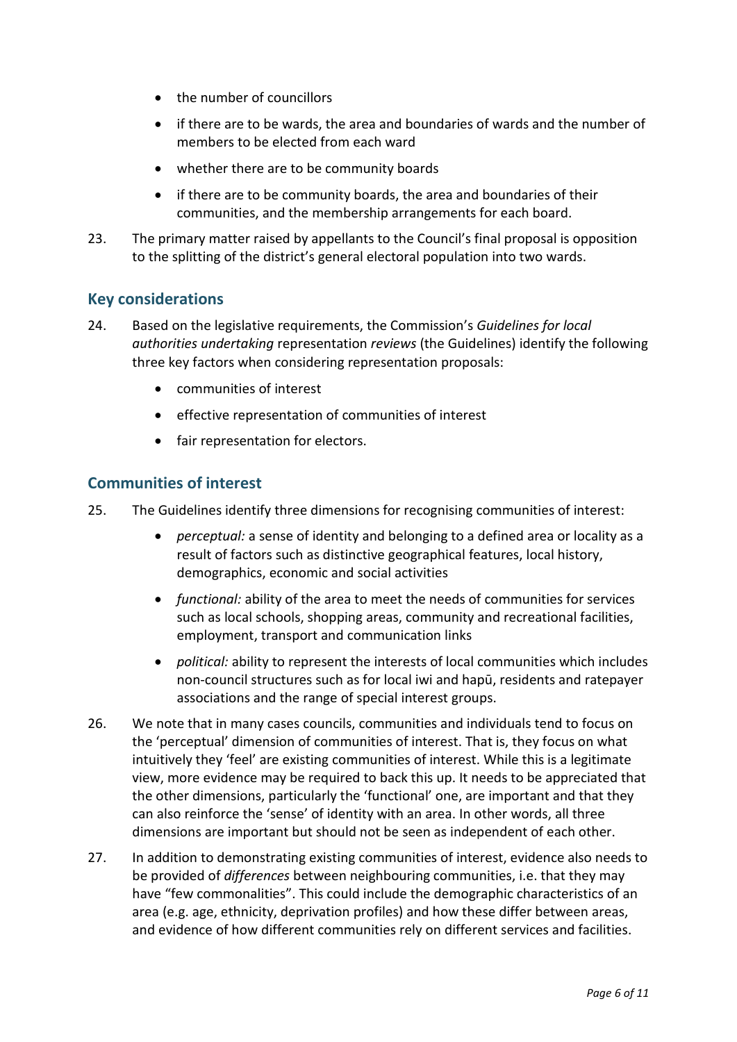- the number of councillors
- if there are to be wards, the area and boundaries of wards and the number of members to be elected from each ward
- whether there are to be community boards
- if there are to be community boards, the area and boundaries of their communities, and the membership arrangements for each board.

23. The primary matter raised by appellants to the Council's final proposal is opposition to the splitting of the district's general electoral population into two wards.

## Key considerations

24. Based on the legislative requirements, the Commission's *Guidelines for local authorities undertaking* representation *reviews* (the Guidelines) identify the following three key factors when considering representation proposals:
    - communities of interest
    - effective representation of communities of interest
    - fair representation for electors.

## Communities of interest

25. The Guidelines identify three dimensions for recognising communities of interest:
    - *perceptual:* a sense of identity and belonging to a defined area or locality as a result of factors such as distinctive geographical features, local history, demographics, economic and social activities
    - *functional:* ability of the area to meet the needs of communities for services such as local schools, shopping areas, community and recreational facilities, employment, transport and communication links
    - *political:* ability to represent the interests of local communities which includes non-council structures such as for local iwi and hapū, residents and ratepayer associations and the range of special interest groups.

26. We note that in many cases councils, communities and individuals tend to focus on the 'perceptual' dimension of communities of interest. That is, they focus on what intuitively they 'feel' are existing communities of interest. While this is a legitimate view, more evidence may be required to back this up. It needs to be appreciated that the other dimensions, particularly the 'functional' one, are important and that they can also reinforce the 'sense' of identity with an area. In other words, all three dimensions are important but should not be seen as independent of each other.

27. In addition to demonstrating existing communities of interest, evidence also needs to be provided of *differences* between neighbouring communities, i.e. that they may have "few commonalities". This could include the demographic characteristics of an area (e.g. age, ethnicity, deprivation profiles) and how these differ between areas, and evidence of how different communities rely on different services and facilities.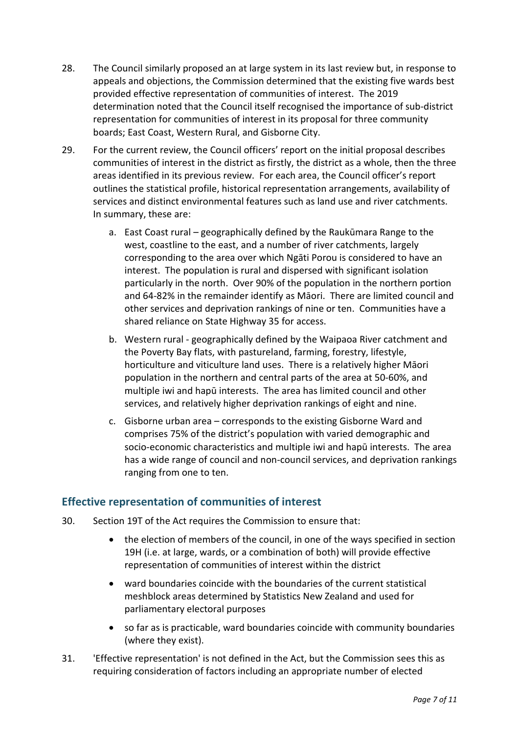28. The Council similarly proposed an at large system in its last review but, in response to appeals and objections, the Commission determined that the existing five wards best provided effective representation of communities of interest. The 2019 determination noted that the Council itself recognised the importance of sub-district representation for communities of interest in its proposal for three community boards; East Coast, Western Rural, and Gisborne City.

29. For the current review, the Council officers' report on the initial proposal describes communities of interest in the district as firstly, the district as a whole, then the three areas identified in its previous review. For each area, the Council officer's report outlines the statistical profile, historical representation arrangements, availability of services and distinct environmental features such as land use and river catchments. In summary, these are:

    a. East Coast rural – geographically defined by the Raukūmara Range to the west, coastline to the east, and a number of river catchments, largely corresponding to the area over which Ngāti Porou is considered to have an interest. The population is rural and dispersed with significant isolation particularly in the north. Over 90% of the population in the northern portion and 64-82% in the remainder identify as Māori. There are limited council and other services and deprivation rankings of nine or ten. Communities have a shared reliance on State Highway 35 for access.

    b. Western rural - geographically defined by the Waipaoa River catchment and the Poverty Bay flats, with pastureland, farming, forestry, lifestyle, horticulture and viticulture land uses. There is a relatively higher Māori population in the northern and central parts of the area at 50-60%, and multiple iwi and hapū interests. The area has limited council and other services, and relatively higher deprivation rankings of eight and nine.

    c. Gisborne urban area – corresponds to the existing Gisborne Ward and comprises 75% of the district's population with varied demographic and socio-economic characteristics and multiple iwi and hapū interests. The area has a wide range of council and non-council services, and deprivation rankings ranging from one to ten.

## Effective representation of communities of interest

30. Section 19T of the Act requires the Commission to ensure that:

    - the election of members of the council, in one of the ways specified in section 19H (i.e. at large, wards, or a combination of both) will provide effective representation of communities of interest within the district
    - ward boundaries coincide with the boundaries of the current statistical meshblock areas determined by Statistics New Zealand and used for parliamentary electoral purposes
    - so far as is practicable, ward boundaries coincide with community boundaries (where they exist).

31. 'Effective representation' is not defined in the Act, but the Commission sees this as requiring consideration of factors including an appropriate number of elected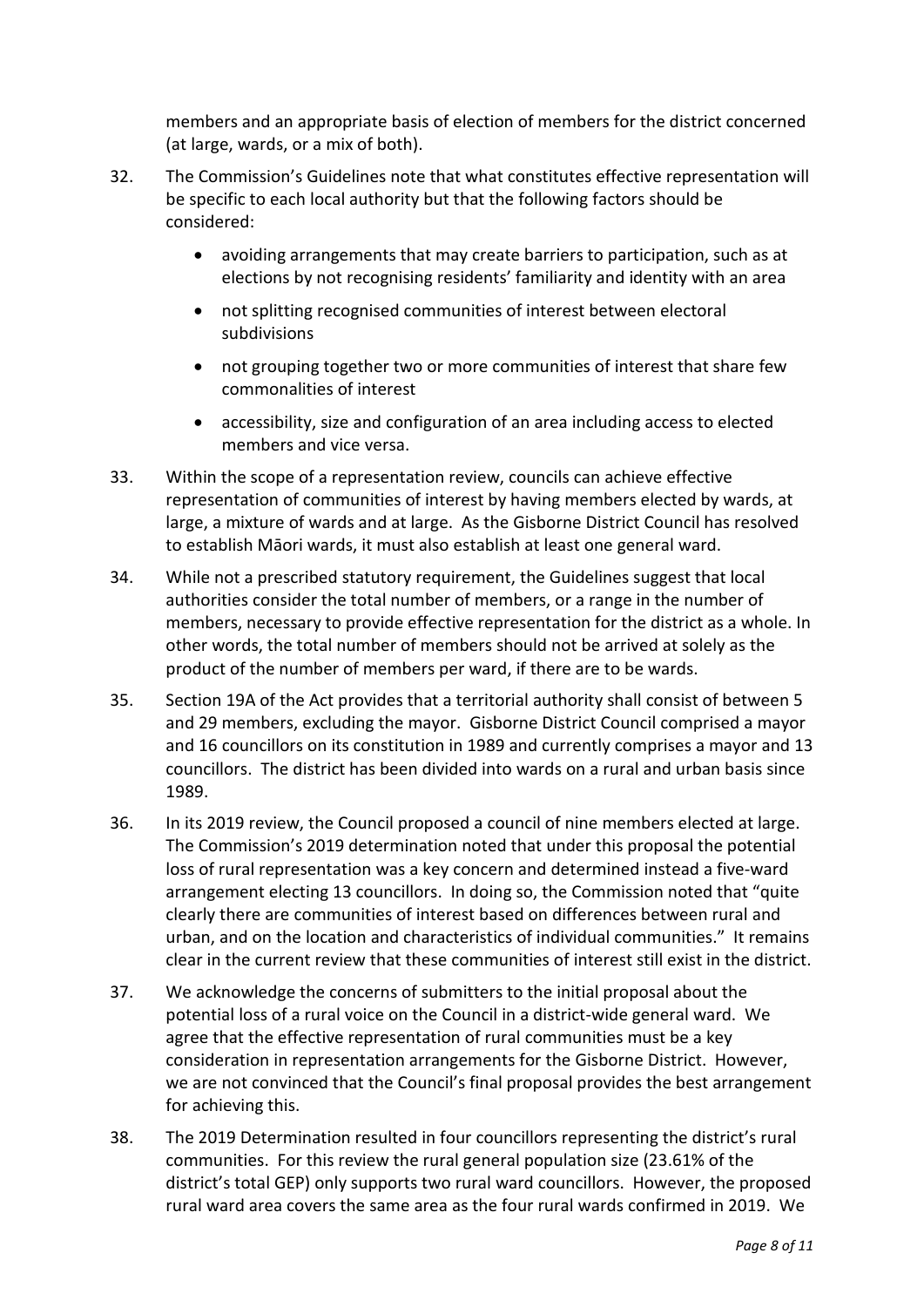members and an appropriate basis of election of members for the district concerned (at large, wards, or a mix of both).

32. The Commission's Guidelines note that what constitutes effective representation will be specific to each local authority but that the following factors should be considered:

    - avoiding arrangements that may create barriers to participation, such as at elections by not recognising residents' familiarity and identity with an area
    - not splitting recognised communities of interest between electoral subdivisions
    - not grouping together two or more communities of interest that share few commonalities of interest
    - accessibility, size and configuration of an area including access to elected members and vice versa.

33. Within the scope of a representation review, councils can achieve effective representation of communities of interest by having members elected by wards, at large, a mixture of wards and at large. As the Gisborne District Council has resolved to establish Māori wards, it must also establish at least one general ward.

34. While not a prescribed statutory requirement, the Guidelines suggest that local authorities consider the total number of members, or a range in the number of members, necessary to provide effective representation for the district as a whole. In other words, the total number of members should not be arrived at solely as the product of the number of members per ward, if there are to be wards.

35. Section 19A of the Act provides that a territorial authority shall consist of between 5 and 29 members, excluding the mayor. Gisborne District Council comprised a mayor and 16 councillors on its constitution in 1989 and currently comprises a mayor and 13 councillors. The district has been divided into wards on a rural and urban basis since 1989.

36. In its 2019 review, the Council proposed a council of nine members elected at large. The Commission's 2019 determination noted that under this proposal the potential loss of rural representation was a key concern and determined instead a five-ward arrangement electing 13 councillors. In doing so, the Commission noted that "quite clearly there are communities of interest based on differences between rural and urban, and on the location and characteristics of individual communities." It remains clear in the current review that these communities of interest still exist in the district.

37. We acknowledge the concerns of submitters to the initial proposal about the potential loss of a rural voice on the Council in a district-wide general ward. We agree that the effective representation of rural communities must be a key consideration in representation arrangements for the Gisborne District. However, we are not convinced that the Council's final proposal provides the best arrangement for achieving this.

38. The 2019 Determination resulted in four councillors representing the district's rural communities. For this review the rural general population size (23.61% of the district's total GEP) only supports two rural ward councillors. However, the proposed rural ward area covers the same area as the four rural wards confirmed in 2019. We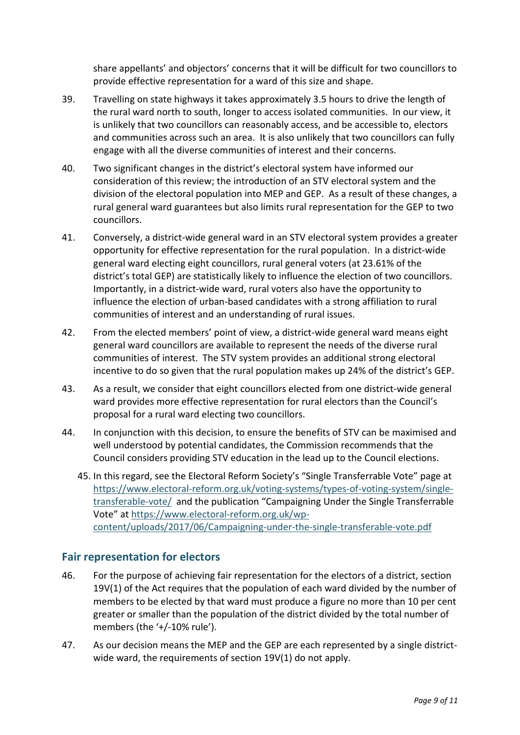share appellants' and objectors' concerns that it will be difficult for two councillors to provide effective representation for a ward of this size and shape.

39. Travelling on state highways it takes approximately 3.5 hours to drive the length of the rural ward north to south, longer to access isolated communities. In our view, it is unlikely that two councillors can reasonably access, and be accessible to, electors and communities across such an area. It is also unlikely that two councillors can fully engage with all the diverse communities of interest and their concerns.

40. Two significant changes in the district's electoral system have informed our consideration of this review; the introduction of an STV electoral system and the division of the electoral population into MEP and GEP. As a result of these changes, a rural general ward guarantees but also limits rural representation for the GEP to two councillors.

41. Conversely, a district-wide general ward in an STV electoral system provides a greater opportunity for effective representation for the rural population. In a district-wide general ward electing eight councillors, rural general voters (at 23.61% of the district's total GEP) are statistically likely to influence the election of two councillors. Importantly, in a district-wide ward, rural voters also have the opportunity to influence the election of urban-based candidates with a strong affiliation to rural communities of interest and an understanding of rural issues.

42. From the elected members' point of view, a district-wide general ward means eight general ward councillors are available to represent the needs of the diverse rural communities of interest. The STV system provides an additional strong electoral incentive to do so given that the rural population makes up 24% of the district's GEP.

43. As a result, we consider that eight councillors elected from one district-wide general ward provides more effective representation for rural electors than the Council's proposal for a rural ward electing two councillors.

44. In conjunction with this decision, to ensure the benefits of STV can be maximised and well understood by potential candidates, the Commission recommends that the Council considers providing STV education in the lead up to the Council elections.

45. In this regard, see the Electoral Reform Society's "Single Transferrable Vote" page at https://www.electoral-reform.org.uk/voting-systems/types-of-voting-system/single-transferable-vote/ and the publication "Campaigning Under the Single Transferrable Vote" at https://www.electoral-reform.org.uk/wp-content/uploads/2017/06/Campaigning-under-the-single-transferable-vote.pdf

## Fair representation for electors

46. For the purpose of achieving fair representation for the electors of a district, section 19V(1) of the Act requires that the population of each ward divided by the number of members to be elected by that ward must produce a figure no more than 10 per cent greater or smaller than the population of the district divided by the total number of members (the '+/-10% rule').

47. As our decision means the MEP and the GEP are each represented by a single district-wide ward, the requirements of section 19V(1) do not apply.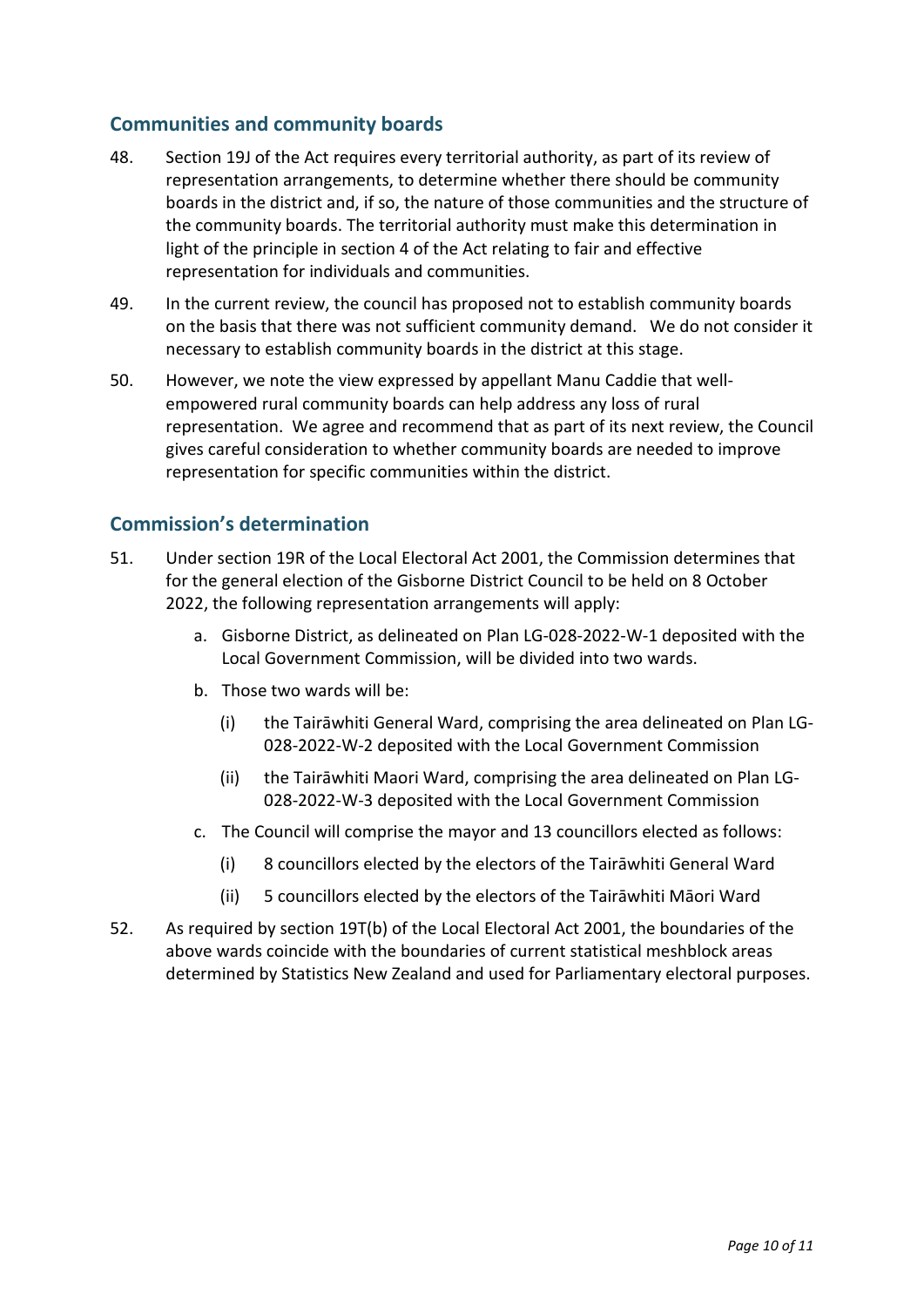## Communities and community boards

48. Section 19J of the Act requires every territorial authority, as part of its review of representation arrangements, to determine whether there should be community boards in the district and, if so, the nature of those communities and the structure of the community boards. The territorial authority must make this determination in light of the principle in section 4 of the Act relating to fair and effective representation for individuals and communities.

49. In the current review, the council has proposed not to establish community boards on the basis that there was not sufficient community demand. We do not consider it necessary to establish community boards in the district at this stage.

50. However, we note the view expressed by appellant Manu Caddie that well-empowered rural community boards can help address any loss of rural representation. We agree and recommend that as part of its next review, the Council gives careful consideration to whether community boards are needed to improve representation for specific communities within the district.

## Commission's determination

51. Under section 19R of the Local Electoral Act 2001, the Commission determines that for the general election of the Gisborne District Council to be held on 8 October 2022, the following representation arrangements will apply:

    a. Gisborne District, as delineated on Plan LG-028-2022-W-1 deposited with the Local Government Commission, will be divided into two wards.

    b. Those two wards will be:

       (i) the Tairāwhiti General Ward, comprising the area delineated on Plan LG-028-2022-W-2 deposited with the Local Government Commission

       (ii) the Tairāwhiti Maori Ward, comprising the area delineated on Plan LG-028-2022-W-3 deposited with the Local Government Commission

    c. The Council will comprise the mayor and 13 councillors elected as follows:

       (i) 8 councillors elected by the electors of the Tairāwhiti General Ward

       (ii) 5 councillors elected by the electors of the Tairāwhiti Māori Ward

52. As required by section 19T(b) of the Local Electoral Act 2001, the boundaries of the above wards coincide with the boundaries of current statistical meshblock areas determined by Statistics New Zealand and used for Parliamentary electoral purposes.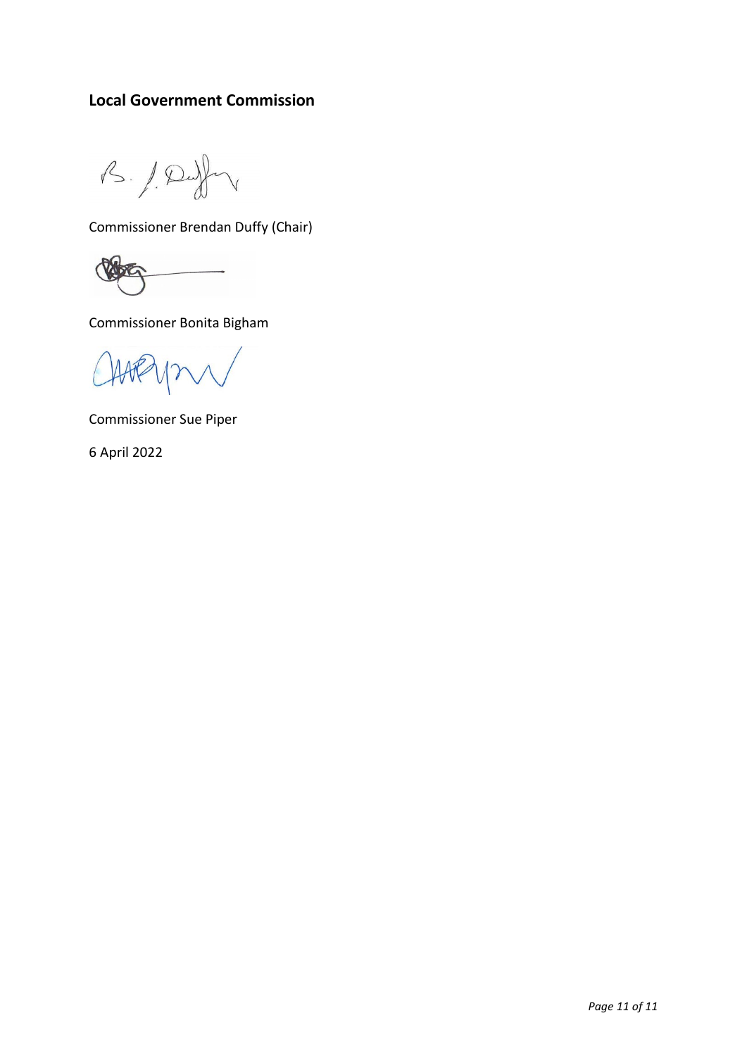## Local Government Commission

Commissioner Brendan Duffy (Chair)

Commissioner Bonita Bigham

Commissioner Sue Piper

6 April 2022